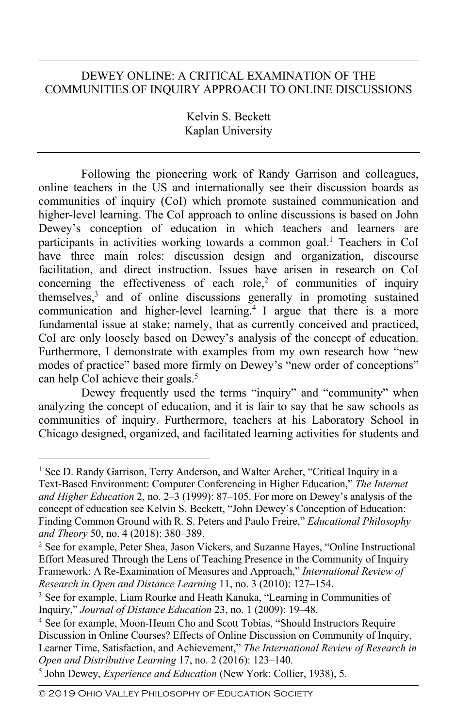# DEWEY ONLINE: A CRITICAL EXAMINATION OF THE COMMUNITIES OF INQUIRY APPROACH TO ONLINE DISCUSSIONS

Kelvin S. Beckett
Kaplan University

Following the pioneering work of Randy Garrison and colleagues, online teachers in the US and internationally see their discussion boards as communities of inquiry (CoI) which promote sustained communication and higher-level learning. The CoI approach to online discussions is based on John Dewey's conception of education in which teachers and learners are participants in activities working towards a common goal.[1] Teachers in CoI have three main roles: discussion design and organization, discourse facilitation, and direct instruction. Issues have arisen in research on CoI concerning the effectiveness of each role,[2] of communities of inquiry themselves,[3] and of online discussions generally in promoting sustained communication and higher-level learning.[4] I argue that there is a more fundamental issue at stake; namely, that as currently conceived and practiced, CoI are only loosely based on Dewey's analysis of the concept of education. Furthermore, I demonstrate with examples from my own research how "new modes of practice" based more firmly on Dewey's "new order of conceptions" can help CoI achieve their goals.[5]

Dewey frequently used the terms "inquiry" and "community" when analyzing the concept of education, and it is fair to say that he saw schools as communities of inquiry. Furthermore, teachers at his Laboratory School in Chicago designed, organized, and facilitated learning activities for students and

---

[1] See D. Randy Garrison, Terry Anderson, and Walter Archer, "Critical Inquiry in a Text-Based Environment: Computer Conferencing in Higher Education," *The Internet and Higher Education* 2, no. 2–3 (1999): 87–105. For more on Dewey's analysis of the concept of education see Kelvin S. Beckett, "John Dewey's Conception of Education: Finding Common Ground with R. S. Peters and Paulo Freire," *Educational Philosophy and Theory* 50, no. 4 (2018): 380–389.

[2] See for example, Peter Shea, Jason Vickers, and Suzanne Hayes, "Online Instructional Effort Measured Through the Lens of Teaching Presence in the Community of Inquiry Framework: A Re-Examination of Measures and Approach," *International Review of Research in Open and Distance Learning* 11, no. 3 (2010): 127–154.

[3] See for example, Liam Rourke and Heath Kanuka, "Learning in Communities of Inquiry," *Journal of Distance Education* 23, no. 1 (2009): 19–48.

[4] See for example, Moon-Heum Cho and Scott Tobias, "Should Instructors Require Discussion in Online Courses? Effects of Online Discussion on Community of Inquiry, Learner Time, Satisfaction, and Achievement," *The International Review of Research in Open and Distributive Learning* 17, no. 2 (2016): 123–140.

[5] John Dewey, *Experience and Education* (New York: Collier, 1938), 5.

© 2019 Ohio Valley Philosophy of Education Society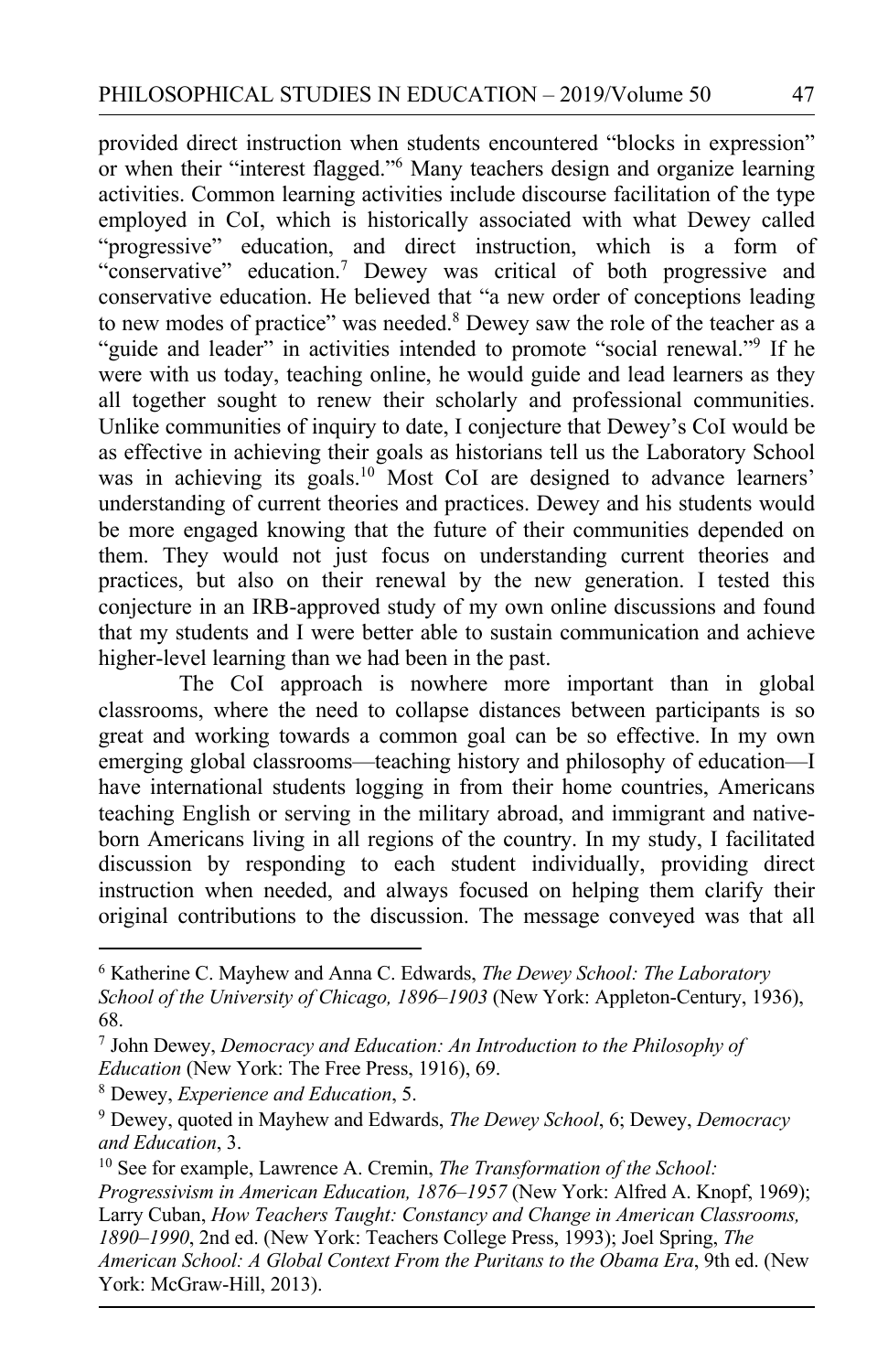provided direct instruction when students encountered "blocks in expression" or when their "interest flagged."[6] Many teachers design and organize learning activities. Common learning activities include discourse facilitation of the type employed in CoI, which is historically associated with what Dewey called "progressive" education, and direct instruction, which is a form of "conservative" education.[7] Dewey was critical of both progressive and conservative education. He believed that "a new order of conceptions leading to new modes of practice" was needed.[8] Dewey saw the role of the teacher as a "guide and leader" in activities intended to promote "social renewal."[9] If he were with us today, teaching online, he would guide and lead learners as they all together sought to renew their scholarly and professional communities. Unlike communities of inquiry to date, I conjecture that Dewey's CoI would be as effective in achieving their goals as historians tell us the Laboratory School was in achieving its goals.[10] Most CoI are designed to advance learners' understanding of current theories and practices. Dewey and his students would be more engaged knowing that the future of their communities depended on them. They would not just focus on understanding current theories and practices, but also on their renewal by the new generation. I tested this conjecture in an IRB-approved study of my own online discussions and found that my students and I were better able to sustain communication and achieve higher-level learning than we had been in the past.

The CoI approach is nowhere more important than in global classrooms, where the need to collapse distances between participants is so great and working towards a common goal can be so effective. In my own emerging global classrooms—teaching history and philosophy of education—I have international students logging in from their home countries, Americans teaching English or serving in the military abroad, and immigrant and native-born Americans living in all regions of the country. In my study, I facilitated discussion by responding to each student individually, providing direct instruction when needed, and always focused on helping them clarify their original contributions to the discussion. The message conveyed was that all

---

[6] Katherine C. Mayhew and Anna C. Edwards, *The Dewey School: The Laboratory School of the University of Chicago, 1896–1903* (New York: Appleton-Century, 1936), 68.

[7] John Dewey, *Democracy and Education: An Introduction to the Philosophy of Education* (New York: The Free Press, 1916), 69.

[8] Dewey, *Experience and Education*, 5.

[9] Dewey, quoted in Mayhew and Edwards, *The Dewey School*, 6; Dewey, *Democracy and Education*, 3.

[10] See for example, Lawrence A. Cremin, *The Transformation of the School: Progressivism in American Education, 1876–1957* (New York: Alfred A. Knopf, 1969); Larry Cuban, *How Teachers Taught: Constancy and Change in American Classrooms, 1890–1990*, 2nd ed. (New York: Teachers College Press, 1993); Joel Spring, *The American School: A Global Context From the Puritans to the Obama Era*, 9th ed. (New York: McGraw-Hill, 2013).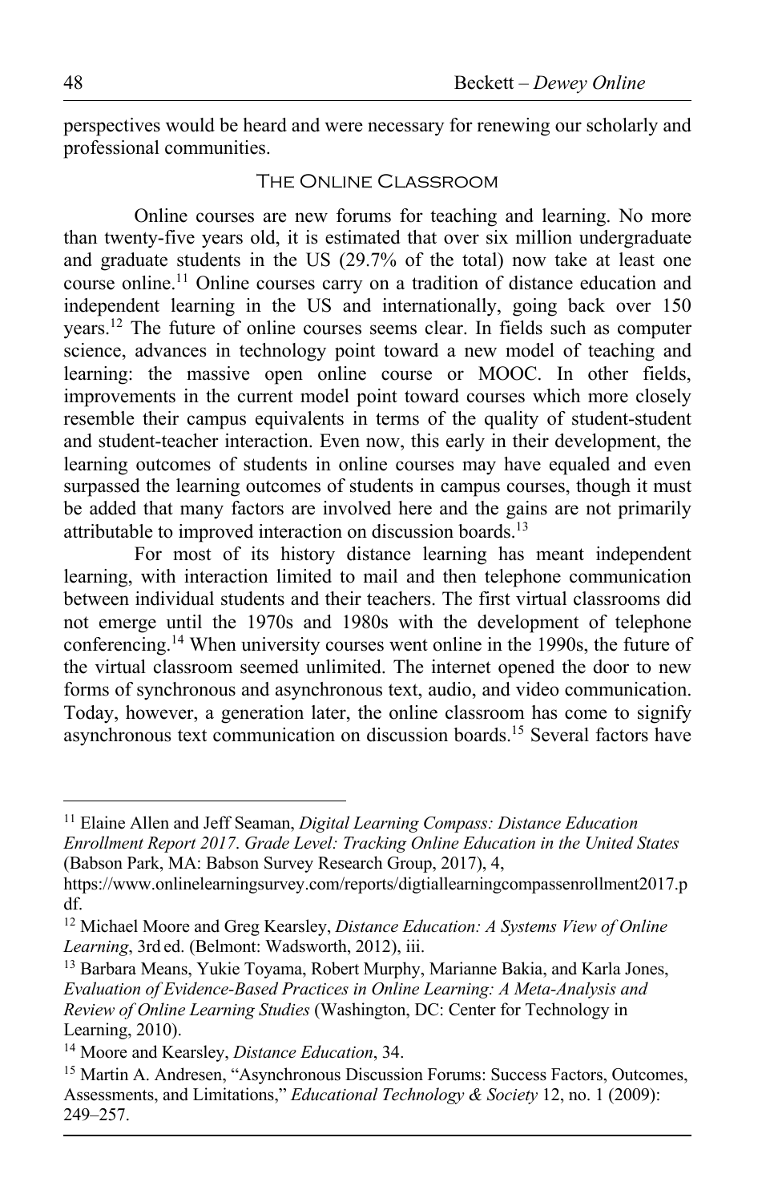perspectives would be heard and were necessary for renewing our scholarly and professional communities.

## The Online Classroom

Online courses are new forums for teaching and learning. No more than twenty-five years old, it is estimated that over six million undergraduate and graduate students in the US (29.7% of the total) now take at least one course online.[11] Online courses carry on a tradition of distance education and independent learning in the US and internationally, going back over 150 years.[12] The future of online courses seems clear. In fields such as computer science, advances in technology point toward a new model of teaching and learning: the massive open online course or MOOC. In other fields, improvements in the current model point toward courses which more closely resemble their campus equivalents in terms of the quality of student-student and student-teacher interaction. Even now, this early in their development, the learning outcomes of students in online courses may have equaled and even surpassed the learning outcomes of students in campus courses, though it must be added that many factors are involved here and the gains are not primarily attributable to improved interaction on discussion boards.[13]

For most of its history distance learning has meant independent learning, with interaction limited to mail and then telephone communication between individual students and their teachers. The first virtual classrooms did not emerge until the 1970s and 1980s with the development of telephone conferencing.[14] When university courses went online in the 1990s, the future of the virtual classroom seemed unlimited. The internet opened the door to new forms of synchronous and asynchronous text, audio, and video communication. Today, however, a generation later, the online classroom has come to signify asynchronous text communication on discussion boards.[15] Several factors have

---

[11] Elaine Allen and Jeff Seaman, *Digital Learning Compass: Distance Education Enrollment Report 2017*. *Grade Level: Tracking Online Education in the United States* (Babson Park, MA: Babson Survey Research Group, 2017), 4, https://www.onlinelearningsurvey.com/reports/digtiallearningcompassenrollment2017.pdf.

[12] Michael Moore and Greg Kearsley, *Distance Education: A Systems View of Online Learning*, 3rd ed. (Belmont: Wadsworth, 2012), iii.

[13] Barbara Means, Yukie Toyama, Robert Murphy, Marianne Bakia, and Karla Jones, *Evaluation of Evidence-Based Practices in Online Learning: A Meta-Analysis and Review of Online Learning Studies* (Washington, DC: Center for Technology in Learning, 2010).

[14] Moore and Kearsley, *Distance Education*, 34.

[15] Martin A. Andresen, "Asynchronous Discussion Forums: Success Factors, Outcomes, Assessments, and Limitations," *Educational Technology & Society* 12, no. 1 (2009): 249–257.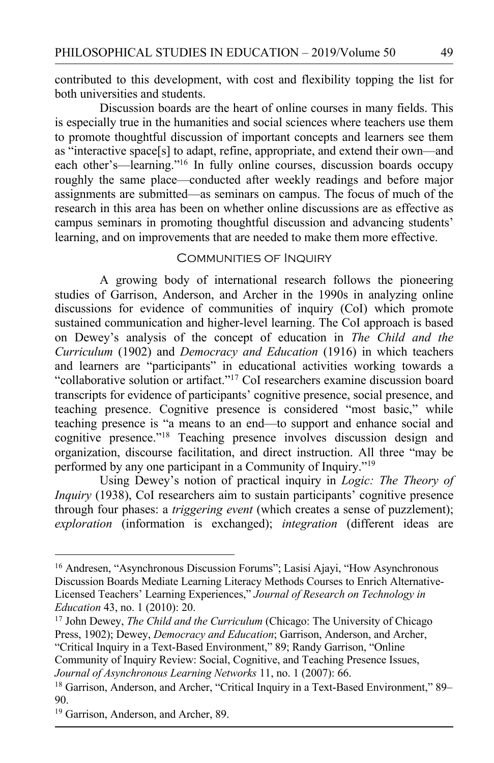contributed to this development, with cost and flexibility topping the list for both universities and students.

Discussion boards are the heart of online courses in many fields. This is especially true in the humanities and social sciences where teachers use them to promote thoughtful discussion of important concepts and learners see them as "interactive space[s] to adapt, refine, appropriate, and extend their own—and each other's—learning."[16] In fully online courses, discussion boards occupy roughly the same place—conducted after weekly readings and before major assignments are submitted—as seminars on campus. The focus of much of the research in this area has been on whether online discussions are as effective as campus seminars in promoting thoughtful discussion and advancing students' learning, and on improvements that are needed to make them more effective.

## Communities of Inquiry

A growing body of international research follows the pioneering studies of Garrison, Anderson, and Archer in the 1990s in analyzing online discussions for evidence of communities of inquiry (CoI) which promote sustained communication and higher-level learning. The CoI approach is based on Dewey's analysis of the concept of education in *The Child and the Curriculum* (1902) and *Democracy and Education* (1916) in which teachers and learners are "participants" in educational activities working towards a "collaborative solution or artifact."[17] CoI researchers examine discussion board transcripts for evidence of participants' cognitive presence, social presence, and teaching presence. Cognitive presence is considered "most basic," while teaching presence is "a means to an end—to support and enhance social and cognitive presence."[18] Teaching presence involves discussion design and organization, discourse facilitation, and direct instruction. All three "may be performed by any one participant in a Community of Inquiry."[19]

Using Dewey's notion of practical inquiry in *Logic: The Theory of Inquiry* (1938), CoI researchers aim to sustain participants' cognitive presence through four phases: a *triggering event* (which creates a sense of puzzlement); *exploration* (information is exchanged); *integration* (different ideas are

---

[16] Andresen, "Asynchronous Discussion Forums"; Lasisi Ajayi, "How Asynchronous Discussion Boards Mediate Learning Literacy Methods Courses to Enrich Alternative-Licensed Teachers' Learning Experiences," *Journal of Research on Technology in Education* 43, no. 1 (2010): 20.

[17] John Dewey, *The Child and the Curriculum* (Chicago: The University of Chicago Press, 1902); Dewey, *Democracy and Education*; Garrison, Anderson, and Archer, "Critical Inquiry in a Text-Based Environment," 89; Randy Garrison, "Online Community of Inquiry Review: Social, Cognitive, and Teaching Presence Issues, *Journal of Asynchronous Learning Networks* 11, no. 1 (2007): 66.

[18] Garrison, Anderson, and Archer, "Critical Inquiry in a Text-Based Environment," 89–90.

[19] Garrison, Anderson, and Archer, 89.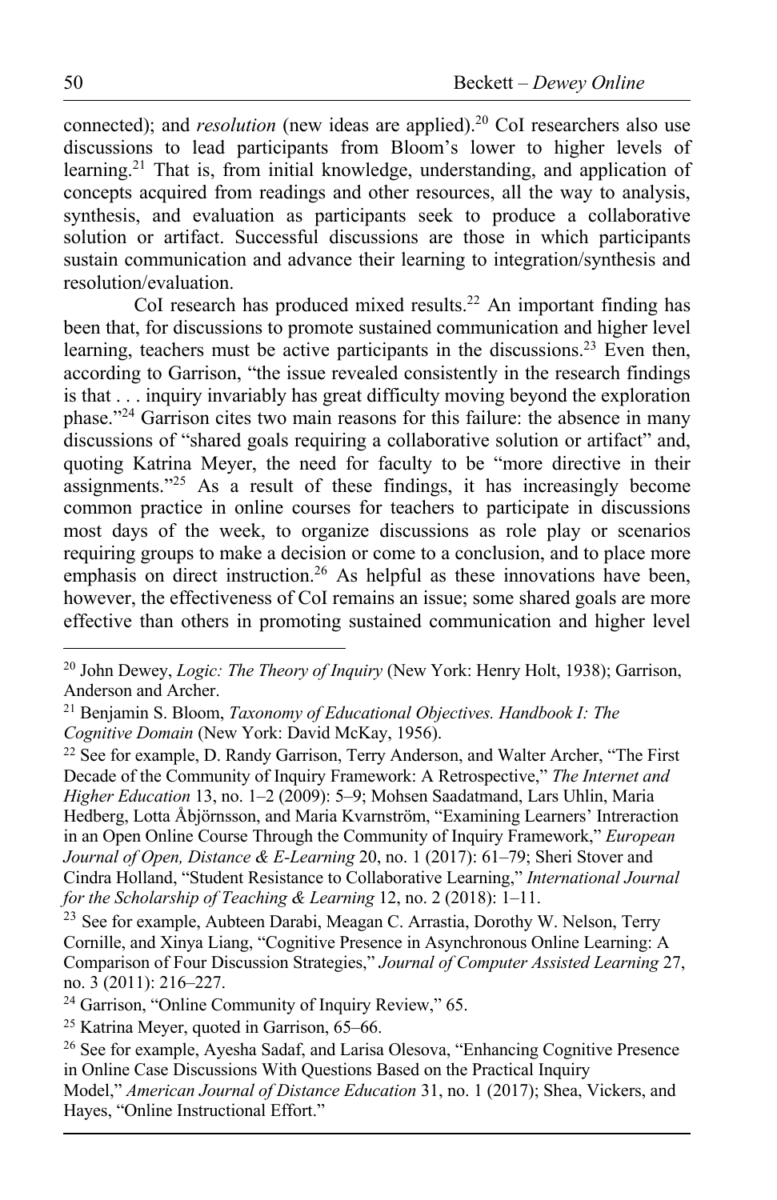connected); and *resolution* (new ideas are applied).[20] CoI researchers also use discussions to lead participants from Bloom's lower to higher levels of learning.[21] That is, from initial knowledge, understanding, and application of concepts acquired from readings and other resources, all the way to analysis, synthesis, and evaluation as participants seek to produce a collaborative solution or artifact. Successful discussions are those in which participants sustain communication and advance their learning to integration/synthesis and resolution/evaluation.

CoI research has produced mixed results.[22] An important finding has been that, for discussions to promote sustained communication and higher level learning, teachers must be active participants in the discussions.[23] Even then, according to Garrison, "the issue revealed consistently in the research findings is that . . . inquiry invariably has great difficulty moving beyond the exploration phase."[24] Garrison cites two main reasons for this failure: the absence in many discussions of "shared goals requiring a collaborative solution or artifact" and, quoting Katrina Meyer, the need for faculty to be "more directive in their assignments."[25] As a result of these findings, it has increasingly become common practice in online courses for teachers to participate in discussions most days of the week, to organize discussions as role play or scenarios requiring groups to make a decision or come to a conclusion, and to place more emphasis on direct instruction.[26] As helpful as these innovations have been, however, the effectiveness of CoI remains an issue; some shared goals are more effective than others in promoting sustained communication and higher level

---

[20] John Dewey, *Logic: The Theory of Inquiry* (New York: Henry Holt, 1938); Garrison, Anderson and Archer.

[21] Benjamin S. Bloom, *Taxonomy of Educational Objectives. Handbook I: The Cognitive Domain* (New York: David McKay, 1956).

[22] See for example, D. Randy Garrison, Terry Anderson, and Walter Archer, "The First Decade of the Community of Inquiry Framework: A Retrospective," *The Internet and Higher Education* 13, no. 1–2 (2009): 5–9; Mohsen Saadatmand, Lars Uhlin, Maria Hedberg, Lotta Åbjörnsson, and Maria Kvarnström, "Examining Learners' Intreraction in an Open Online Course Through the Community of Inquiry Framework," *European Journal of Open, Distance & E-Learning* 20, no. 1 (2017): 61–79; Sheri Stover and Cindra Holland, "Student Resistance to Collaborative Learning," *International Journal for the Scholarship of Teaching & Learning* 12, no. 2 (2018): 1–11.

[23] See for example, Aubteen Darabi, Meagan C. Arrastia, Dorothy W. Nelson, Terry Cornille, and Xinya Liang, "Cognitive Presence in Asynchronous Online Learning: A Comparison of Four Discussion Strategies," *Journal of Computer Assisted Learning* 27, no. 3 (2011): 216–227.

[24] Garrison, "Online Community of Inquiry Review," 65.

[25] Katrina Meyer, quoted in Garrison, 65–66.

[26] See for example, Ayesha Sadaf, and Larisa Olesova, "Enhancing Cognitive Presence in Online Case Discussions With Questions Based on the Practical Inquiry Model," *American Journal of Distance Education* 31, no. 1 (2017); Shea, Vickers, and Hayes, "Online Instructional Effort."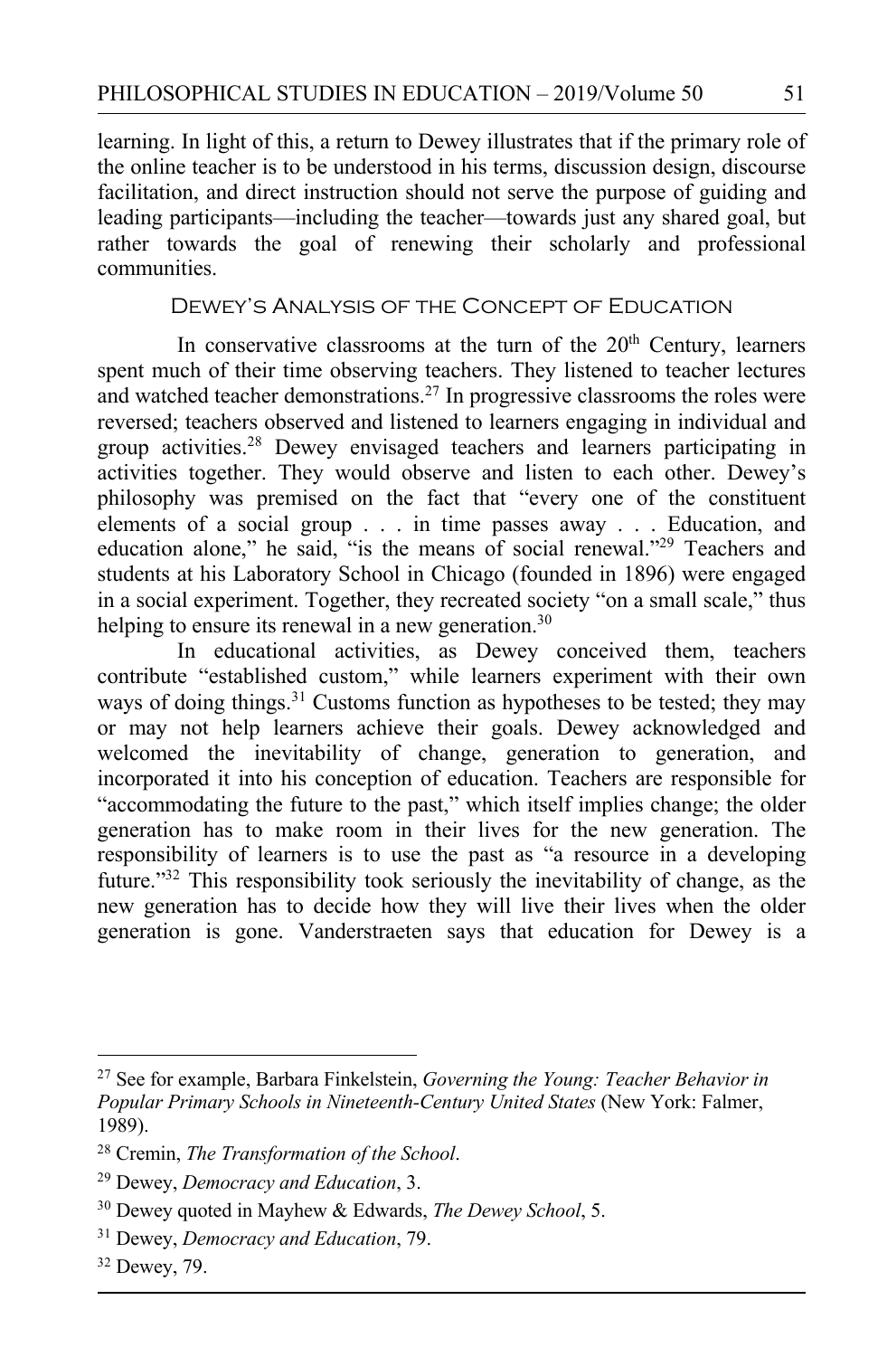learning. In light of this, a return to Dewey illustrates that if the primary role of the online teacher is to be understood in his terms, discussion design, discourse facilitation, and direct instruction should not serve the purpose of guiding and leading participants—including the teacher—towards just any shared goal, but rather towards the goal of renewing their scholarly and professional communities.

## Dewey's Analysis of the Concept of Education

In conservative classrooms at the turn of the 20th Century, learners spent much of their time observing teachers. They listened to teacher lectures and watched teacher demonstrations.[27] In progressive classrooms the roles were reversed; teachers observed and listened to learners engaging in individual and group activities.[28] Dewey envisaged teachers and learners participating in activities together. They would observe and listen to each other. Dewey's philosophy was premised on the fact that "every one of the constituent elements of a social group . . . in time passes away . . . Education, and education alone," he said, "is the means of social renewal."[29] Teachers and students at his Laboratory School in Chicago (founded in 1896) were engaged in a social experiment. Together, they recreated society "on a small scale," thus helping to ensure its renewal in a new generation.[30]

In educational activities, as Dewey conceived them, teachers contribute "established custom," while learners experiment with their own ways of doing things.[31] Customs function as hypotheses to be tested; they may or may not help learners achieve their goals. Dewey acknowledged and welcomed the inevitability of change, generation to generation, and incorporated it into his conception of education. Teachers are responsible for "accommodating the future to the past," which itself implies change; the older generation has to make room in their lives for the new generation. The responsibility of learners is to use the past as "a resource in a developing future."[32] This responsibility took seriously the inevitability of change, as the new generation has to decide how they will live their lives when the older generation is gone. Vanderstraeten says that education for Dewey is a

---

[27] See for example, Barbara Finkelstein, *Governing the Young: Teacher Behavior in Popular Primary Schools in Nineteenth-Century United States* (New York: Falmer, 1989).

[28] Cremin, *The Transformation of the School*.

[29] Dewey, *Democracy and Education*, 3.

[30] Dewey quoted in Mayhew & Edwards, *The Dewey School*, 5.

[31] Dewey, *Democracy and Education*, 79.

[32] Dewey, 79.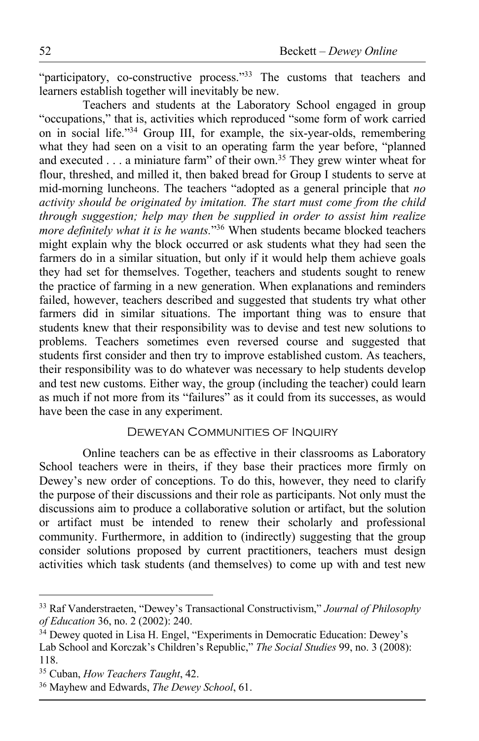"participatory, co-constructive process."[33] The customs that teachers and learners establish together will inevitably be new.

Teachers and students at the Laboratory School engaged in group "occupations," that is, activities which reproduced "some form of work carried on in social life."[34] Group III, for example, the six-year-olds, remembering what they had seen on a visit to an operating farm the year before, "planned and executed . . . a miniature farm" of their own.[35] They grew winter wheat for flour, threshed, and milled it, then baked bread for Group I students to serve at mid-morning luncheons. The teachers "adopted as a general principle that *no activity should be originated by imitation. The start must come from the child through suggestion; help may then be supplied in order to assist him realize more definitely what it is he wants.*"[36] When students became blocked teachers might explain why the block occurred or ask students what they had seen the farmers do in a similar situation, but only if it would help them achieve goals they had set for themselves. Together, teachers and students sought to renew the practice of farming in a new generation. When explanations and reminders failed, however, teachers described and suggested that students try what other farmers did in similar situations. The important thing was to ensure that students knew that their responsibility was to devise and test new solutions to problems. Teachers sometimes even reversed course and suggested that students first consider and then try to improve established custom. As teachers, their responsibility was to do whatever was necessary to help students develop and test new customs. Either way, the group (including the teacher) could learn as much if not more from its "failures" as it could from its successes, as would have been the case in any experiment.

## Deweyan Communities of Inquiry

Online teachers can be as effective in their classrooms as Laboratory School teachers were in theirs, if they base their practices more firmly on Dewey's new order of conceptions. To do this, however, they need to clarify the purpose of their discussions and their role as participants. Not only must the discussions aim to produce a collaborative solution or artifact, but the solution or artifact must be intended to renew their scholarly and professional community. Furthermore, in addition to (indirectly) suggesting that the group consider solutions proposed by current practitioners, teachers must design activities which task students (and themselves) to come up with and test new

---

[33] Raf Vanderstraeten, "Dewey's Transactional Constructivism," *Journal of Philosophy of Education* 36, no. 2 (2002): 240.

[34] Dewey quoted in Lisa H. Engel, "Experiments in Democratic Education: Dewey's Lab School and Korczak's Children's Republic," *The Social Studies* 99, no. 3 (2008): 118.

[35] Cuban, *How Teachers Taught*, 42.

[36] Mayhew and Edwards, *The Dewey School*, 61.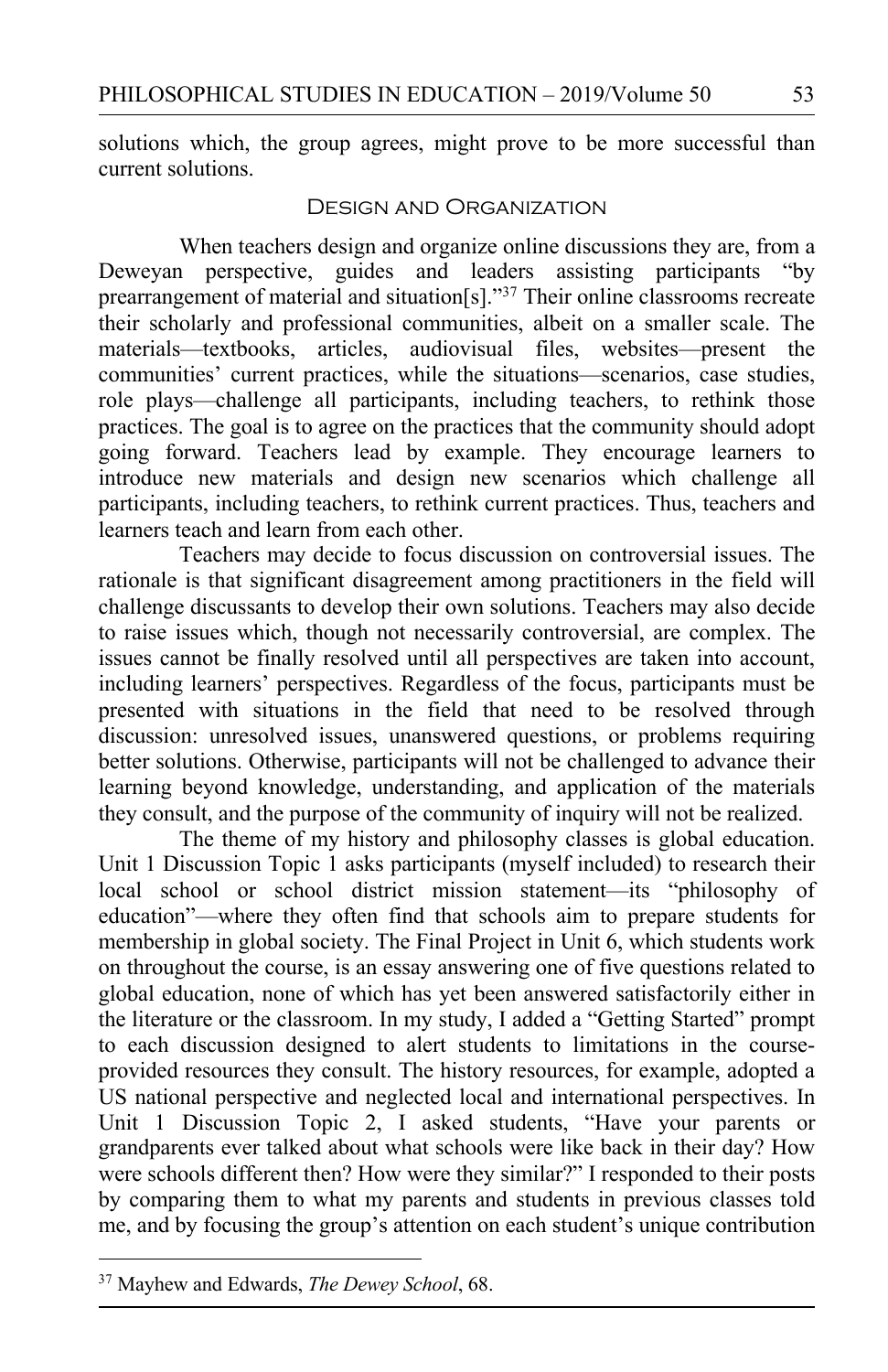solutions which, the group agrees, might prove to be more successful than current solutions.

## Design and Organization

When teachers design and organize online discussions they are, from a Deweyan perspective, guides and leaders assisting participants "by prearrangement of material and situation[s]."[37] Their online classrooms recreate their scholarly and professional communities, albeit on a smaller scale. The materials—textbooks, articles, audiovisual files, websites—present the communities' current practices, while the situations—scenarios, case studies, role plays—challenge all participants, including teachers, to rethink those practices. The goal is to agree on the practices that the community should adopt going forward. Teachers lead by example. They encourage learners to introduce new materials and design new scenarios which challenge all participants, including teachers, to rethink current practices. Thus, teachers and learners teach and learn from each other.

Teachers may decide to focus discussion on controversial issues. The rationale is that significant disagreement among practitioners in the field will challenge discussants to develop their own solutions. Teachers may also decide to raise issues which, though not necessarily controversial, are complex. The issues cannot be finally resolved until all perspectives are taken into account, including learners' perspectives. Regardless of the focus, participants must be presented with situations in the field that need to be resolved through discussion: unresolved issues, unanswered questions, or problems requiring better solutions. Otherwise, participants will not be challenged to advance their learning beyond knowledge, understanding, and application of the materials they consult, and the purpose of the community of inquiry will not be realized.

The theme of my history and philosophy classes is global education. Unit 1 Discussion Topic 1 asks participants (myself included) to research their local school or school district mission statement—its "philosophy of education"—where they often find that schools aim to prepare students for membership in global society. The Final Project in Unit 6, which students work on throughout the course, is an essay answering one of five questions related to global education, none of which has yet been answered satisfactorily either in the literature or the classroom. In my study, I added a "Getting Started" prompt to each discussion designed to alert students to limitations in the course-provided resources they consult. The history resources, for example, adopted a US national perspective and neglected local and international perspectives. In Unit 1 Discussion Topic 2, I asked students, "Have your parents or grandparents ever talked about what schools were like back in their day? How were schools different then? How were they similar?" I responded to their posts by comparing them to what my parents and students in previous classes told me, and by focusing the group's attention on each student's unique contribution

---

[37] Mayhew and Edwards, *The Dewey School*, 68.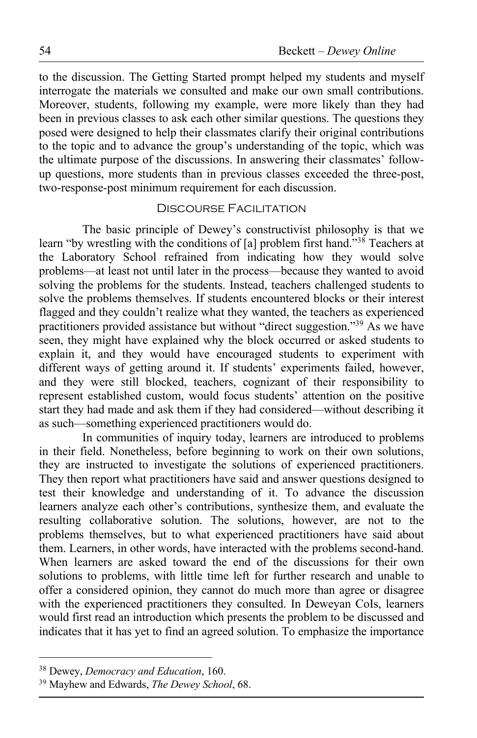to the discussion. The Getting Started prompt helped my students and myself interrogate the materials we consulted and make our own small contributions. Moreover, students, following my example, were more likely than they had been in previous classes to ask each other similar questions. The questions they posed were designed to help their classmates clarify their original contributions to the topic and to advance the group's understanding of the topic, which was the ultimate purpose of the discussions. In answering their classmates' follow-up questions, more students than in previous classes exceeded the three-post, two-response-post minimum requirement for each discussion.

### Discourse Facilitation

The basic principle of Dewey's constructivist philosophy is that we learn "by wrestling with the conditions of [a] problem first hand."[38] Teachers at the Laboratory School refrained from indicating how they would solve problems—at least not until later in the process—because they wanted to avoid solving the problems for the students. Instead, teachers challenged students to solve the problems themselves. If students encountered blocks or their interest flagged and they couldn't realize what they wanted, the teachers as experienced practitioners provided assistance but without "direct suggestion."[39] As we have seen, they might have explained why the block occurred or asked students to explain it, and they would have encouraged students to experiment with different ways of getting around it. If students' experiments failed, however, and they were still blocked, teachers, cognizant of their responsibility to represent established custom, would focus students' attention on the positive start they had made and ask them if they had considered—without describing it as such—something experienced practitioners would do.

In communities of inquiry today, learners are introduced to problems in their field. Nonetheless, before beginning to work on their own solutions, they are instructed to investigate the solutions of experienced practitioners. They then report what practitioners have said and answer questions designed to test their knowledge and understanding of it. To advance the discussion learners analyze each other's contributions, synthesize them, and evaluate the resulting collaborative solution. The solutions, however, are not to the problems themselves, but to what experienced practitioners have said about them. Learners, in other words, have interacted with the problems second-hand. When learners are asked toward the end of the discussions for their own solutions to problems, with little time left for further research and unable to offer a considered opinion, they cannot do much more than agree or disagree with the experienced practitioners they consulted. In Deweyan CoIs, learners would first read an introduction which presents the problem to be discussed and indicates that it has yet to find an agreed solution. To emphasize the importance

---

[38] Dewey, *Democracy and Education*, 160.

[39] Mayhew and Edwards, *The Dewey School*, 68.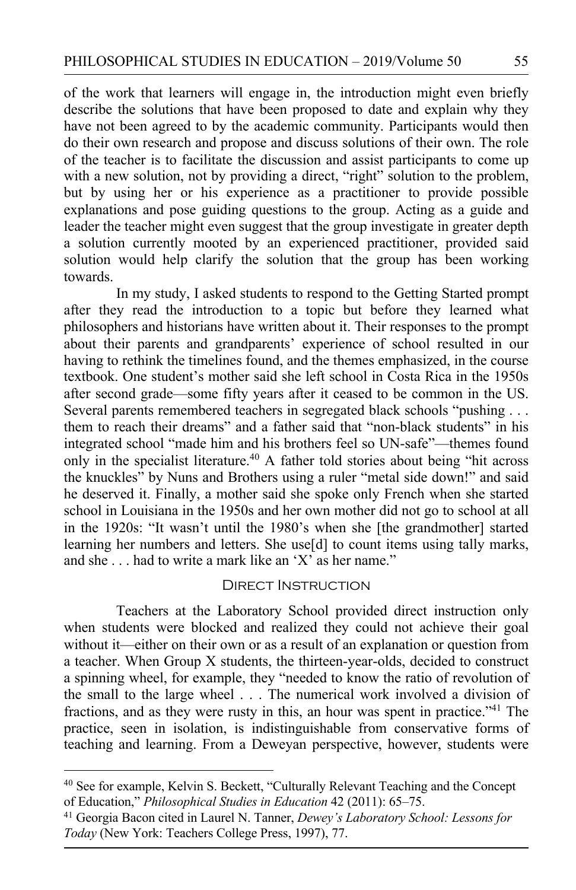of the work that learners will engage in, the introduction might even briefly describe the solutions that have been proposed to date and explain why they have not been agreed to by the academic community. Participants would then do their own research and propose and discuss solutions of their own. The role of the teacher is to facilitate the discussion and assist participants to come up with a new solution, not by providing a direct, "right" solution to the problem, but by using her or his experience as a practitioner to provide possible explanations and pose guiding questions to the group. Acting as a guide and leader the teacher might even suggest that the group investigate in greater depth a solution currently mooted by an experienced practitioner, provided said solution would help clarify the solution that the group has been working towards.

In my study, I asked students to respond to the Getting Started prompt after they read the introduction to a topic but before they learned what philosophers and historians have written about it. Their responses to the prompt about their parents and grandparents' experience of school resulted in our having to rethink the timelines found, and the themes emphasized, in the course textbook. One student's mother said she left school in Costa Rica in the 1950s after second grade—some fifty years after it ceased to be common in the US. Several parents remembered teachers in segregated black schools "pushing . . . them to reach their dreams" and a father said that "non-black students" in his integrated school "made him and his brothers feel so UN-safe"—themes found only in the specialist literature.[40] A father told stories about being "hit across the knuckles" by Nuns and Brothers using a ruler "metal side down!" and said he deserved it. Finally, a mother said she spoke only French when she started school in Louisiana in the 1950s and her own mother did not go to school at all in the 1920s: "It wasn't until the 1980's when she [the grandmother] started learning her numbers and letters. She use[d] to count items using tally marks, and she . . . had to write a mark like an 'X' as her name."

## Direct Instruction

Teachers at the Laboratory School provided direct instruction only when students were blocked and realized they could not achieve their goal without it—either on their own or as a result of an explanation or question from a teacher. When Group X students, the thirteen-year-olds, decided to construct a spinning wheel, for example, they "needed to know the ratio of revolution of the small to the large wheel . . . The numerical work involved a division of fractions, and as they were rusty in this, an hour was spent in practice."[41] The practice, seen in isolation, is indistinguishable from conservative forms of teaching and learning. From a Deweyan perspective, however, students were

---

[40] See for example, Kelvin S. Beckett, "Culturally Relevant Teaching and the Concept of Education," *Philosophical Studies in Education* 42 (2011): 65–75.

[41] Georgia Bacon cited in Laurel N. Tanner, *Dewey's Laboratory School: Lessons for Today* (New York: Teachers College Press, 1997), 77.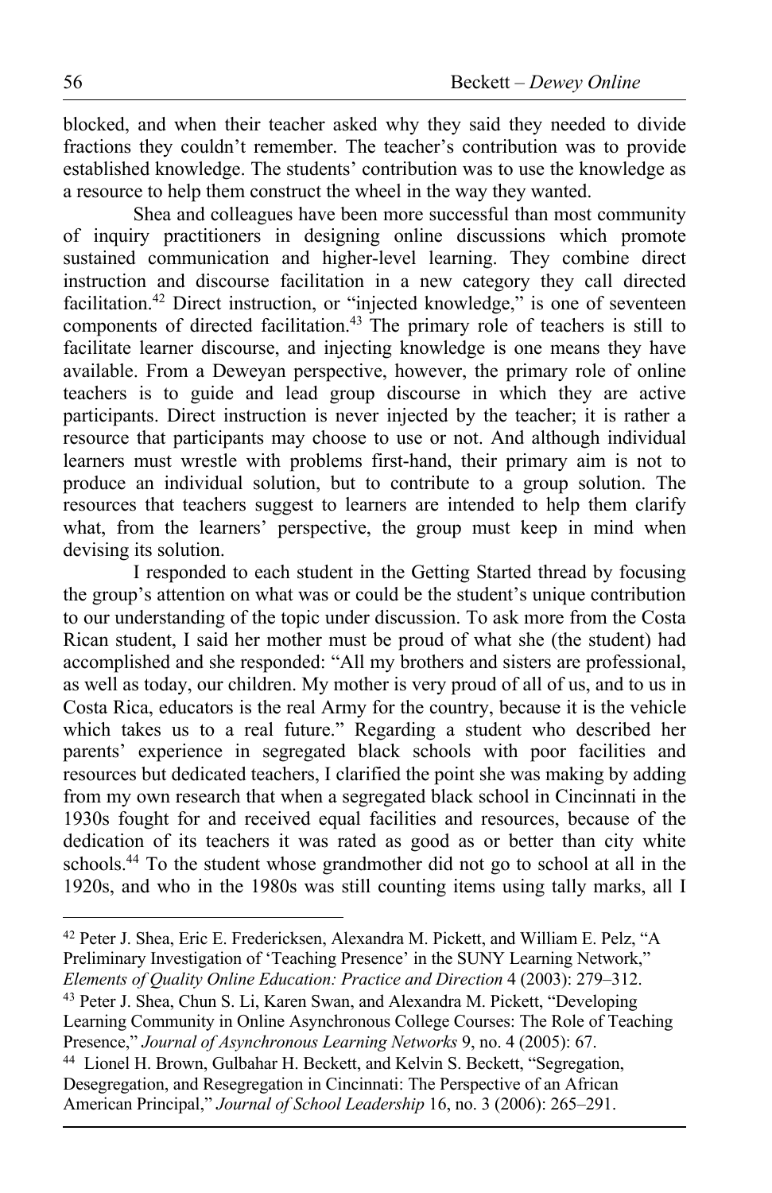blocked, and when their teacher asked why they said they needed to divide fractions they couldn't remember. The teacher's contribution was to provide established knowledge. The students' contribution was to use the knowledge as a resource to help them construct the wheel in the way they wanted.

Shea and colleagues have been more successful than most community of inquiry practitioners in designing online discussions which promote sustained communication and higher-level learning. They combine direct instruction and discourse facilitation in a new category they call directed facilitation.[42] Direct instruction, or "injected knowledge," is one of seventeen components of directed facilitation.[43] The primary role of teachers is still to facilitate learner discourse, and injecting knowledge is one means they have available. From a Deweyan perspective, however, the primary role of online teachers is to guide and lead group discourse in which they are active participants. Direct instruction is never injected by the teacher; it is rather a resource that participants may choose to use or not. And although individual learners must wrestle with problems first-hand, their primary aim is not to produce an individual solution, but to contribute to a group solution. The resources that teachers suggest to learners are intended to help them clarify what, from the learners' perspective, the group must keep in mind when devising its solution.

I responded to each student in the Getting Started thread by focusing the group's attention on what was or could be the student's unique contribution to our understanding of the topic under discussion. To ask more from the Costa Rican student, I said her mother must be proud of what she (the student) had accomplished and she responded: "All my brothers and sisters are professional, as well as today, our children. My mother is very proud of all of us, and to us in Costa Rica, educators is the real Army for the country, because it is the vehicle which takes us to a real future." Regarding a student who described her parents' experience in segregated black schools with poor facilities and resources but dedicated teachers, I clarified the point she was making by adding from my own research that when a segregated black school in Cincinnati in the 1930s fought for and received equal facilities and resources, because of the dedication of its teachers it was rated as good as or better than city white schools.[44] To the student whose grandmother did not go to school at all in the 1920s, and who in the 1980s was still counting items using tally marks, all I

---

[42] Peter J. Shea, Eric E. Fredericksen, Alexandra M. Pickett, and William E. Pelz, "A Preliminary Investigation of 'Teaching Presence' in the SUNY Learning Network," *Elements of Quality Online Education: Practice and Direction* 4 (2003): 279–312.

[43] Peter J. Shea, Chun S. Li, Karen Swan, and Alexandra M. Pickett, "Developing Learning Community in Online Asynchronous College Courses: The Role of Teaching Presence," *Journal of Asynchronous Learning Networks* 9, no. 4 (2005): 67.

[44] Lionel H. Brown, Gulbahar H. Beckett, and Kelvin S. Beckett, "Segregation, Desegregation, and Resegregation in Cincinnati: The Perspective of an African American Principal," *Journal of School Leadership* 16, no. 3 (2006): 265–291.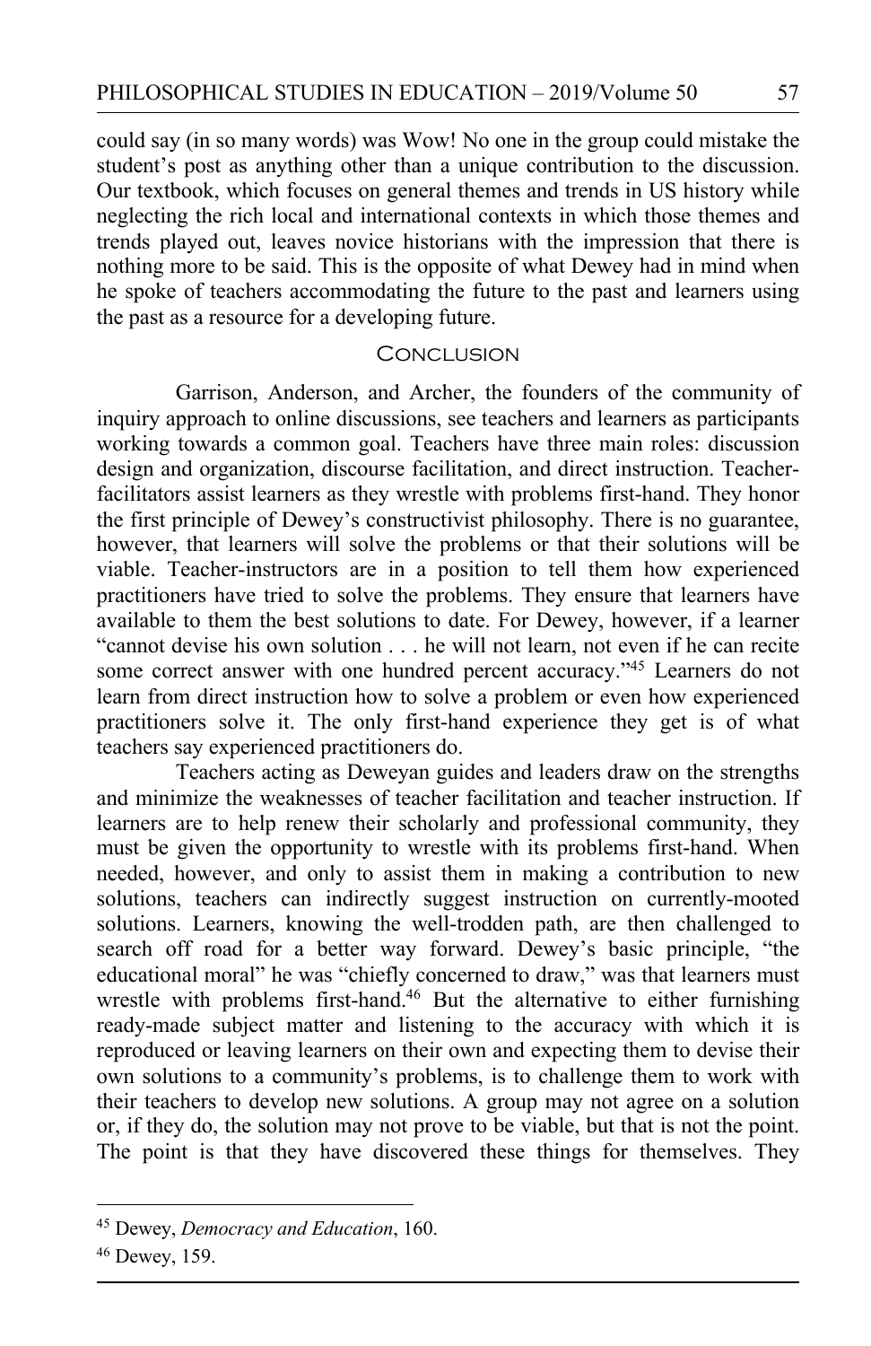could say (in so many words) was Wow! No one in the group could mistake the student's post as anything other than a unique contribution to the discussion. Our textbook, which focuses on general themes and trends in US history while neglecting the rich local and international contexts in which those themes and trends played out, leaves novice historians with the impression that there is nothing more to be said. This is the opposite of what Dewey had in mind when he spoke of teachers accommodating the future to the past and learners using the past as a resource for a developing future.

## Conclusion

Garrison, Anderson, and Archer, the founders of the community of inquiry approach to online discussions, see teachers and learners as participants working towards a common goal. Teachers have three main roles: discussion design and organization, discourse facilitation, and direct instruction. Teacher-facilitators assist learners as they wrestle with problems first-hand. They honor the first principle of Dewey's constructivist philosophy. There is no guarantee, however, that learners will solve the problems or that their solutions will be viable. Teacher-instructors are in a position to tell them how experienced practitioners have tried to solve the problems. They ensure that learners have available to them the best solutions to date. For Dewey, however, if a learner "cannot devise his own solution . . . he will not learn, not even if he can recite some correct answer with one hundred percent accuracy."[45] Learners do not learn from direct instruction how to solve a problem or even how experienced practitioners solve it. The only first-hand experience they get is of what teachers say experienced practitioners do.

Teachers acting as Deweyan guides and leaders draw on the strengths and minimize the weaknesses of teacher facilitation and teacher instruction. If learners are to help renew their scholarly and professional community, they must be given the opportunity to wrestle with its problems first-hand. When needed, however, and only to assist them in making a contribution to new solutions, teachers can indirectly suggest instruction on currently-mooted solutions. Learners, knowing the well-trodden path, are then challenged to search off road for a better way forward. Dewey's basic principle, "the educational moral" he was "chiefly concerned to draw," was that learners must wrestle with problems first-hand.[46] But the alternative to either furnishing ready-made subject matter and listening to the accuracy with which it is reproduced or leaving learners on their own and expecting them to devise their own solutions to a community's problems, is to challenge them to work with their teachers to develop new solutions. A group may not agree on a solution or, if they do, the solution may not prove to be viable, but that is not the point. The point is that they have discovered these things for themselves. They

---

[45] Dewey, *Democracy and Education*, 160.

[46] Dewey, 159.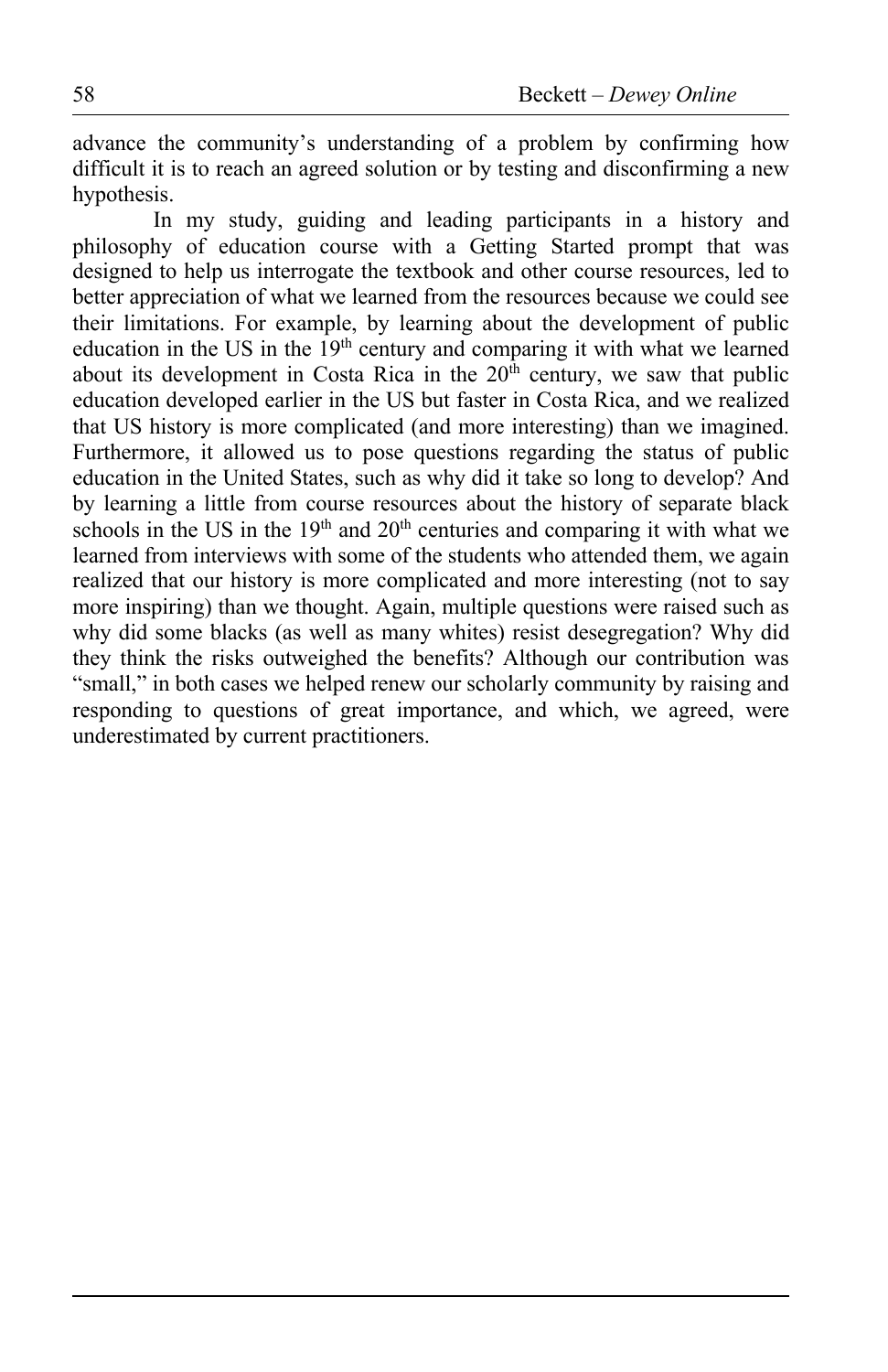advance the community's understanding of a problem by confirming how difficult it is to reach an agreed solution or by testing and disconfirming a new hypothesis.

In my study, guiding and leading participants in a history and philosophy of education course with a Getting Started prompt that was designed to help us interrogate the textbook and other course resources, led to better appreciation of what we learned from the resources because we could see their limitations. For example, by learning about the development of public education in the US in the 19th century and comparing it with what we learned about its development in Costa Rica in the 20th century, we saw that public education developed earlier in the US but faster in Costa Rica, and we realized that US history is more complicated (and more interesting) than we imagined. Furthermore, it allowed us to pose questions regarding the status of public education in the United States, such as why did it take so long to develop? And by learning a little from course resources about the history of separate black schools in the US in the 19th and 20th centuries and comparing it with what we learned from interviews with some of the students who attended them, we again realized that our history is more complicated and more interesting (not to say more inspiring) than we thought. Again, multiple questions were raised such as why did some blacks (as well as many whites) resist desegregation? Why did they think the risks outweighed the benefits? Although our contribution was "small," in both cases we helped renew our scholarly community by raising and responding to questions of great importance, and which, we agreed, were underestimated by current practitioners.